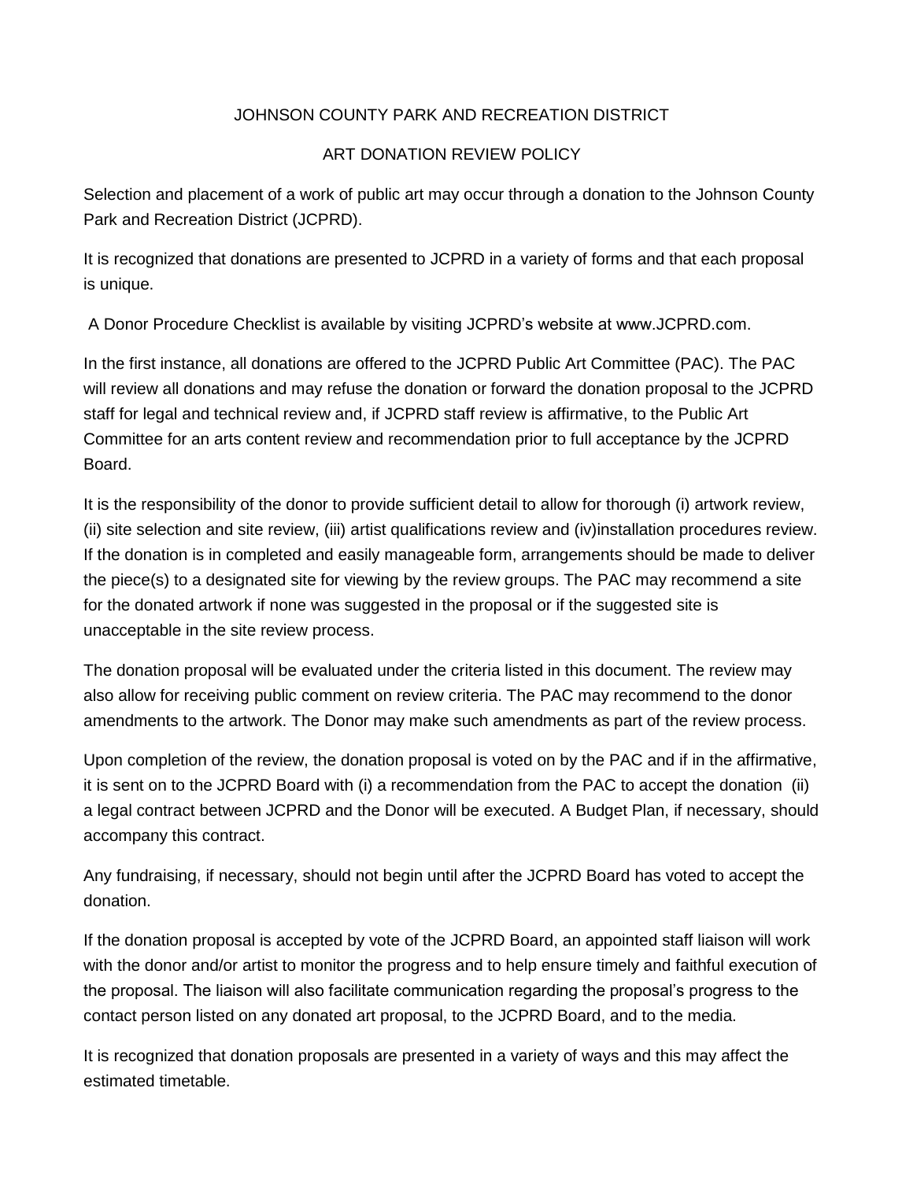# JOHNSON COUNTY PARK AND RECREATION DISTRICT

## ART DONATION REVIEW POLICY

Selection and placement of a work of public art may occur through a donation to the Johnson County Park and Recreation District (JCPRD).

It is recognized that donations are presented to JCPRD in a variety of forms and that each proposal is unique.

A Donor Procedure Checklist is available by visiting JCPRD's website at www.JCPRD.com.

In the first instance, all donations are offered to the JCPRD Public Art Committee (PAC). The PAC will review all donations and may refuse the donation or forward the donation proposal to the JCPRD staff for legal and technical review and, if JCPRD staff review is affirmative, to the Public Art Committee for an arts content review and recommendation prior to full acceptance by the JCPRD Board.

It is the responsibility of the donor to provide sufficient detail to allow for thorough (i) artwork review, (ii) site selection and site review, (iii) artist qualifications review and (iv)installation procedures review. If the donation is in completed and easily manageable form, arrangements should be made to deliver the piece(s) to a designated site for viewing by the review groups. The PAC may recommend a site for the donated artwork if none was suggested in the proposal or if the suggested site is unacceptable in the site review process.

The donation proposal will be evaluated under the criteria listed in this document. The review may also allow for receiving public comment on review criteria. The PAC may recommend to the donor amendments to the artwork. The Donor may make such amendments as part of the review process.

Upon completion of the review, the donation proposal is voted on by the PAC and if in the affirmative, it is sent on to the JCPRD Board with (i) a recommendation from the PAC to accept the donation (ii) a legal contract between JCPRD and the Donor will be executed. A Budget Plan, if necessary, should accompany this contract.

Any fundraising, if necessary, should not begin until after the JCPRD Board has voted to accept the donation.

If the donation proposal is accepted by vote of the JCPRD Board, an appointed staff liaison will work with the donor and/or artist to monitor the progress and to help ensure timely and faithful execution of the proposal. The liaison will also facilitate communication regarding the proposal's progress to the contact person listed on any donated art proposal, to the JCPRD Board, and to the media.

It is recognized that donation proposals are presented in a variety of ways and this may affect the estimated timetable.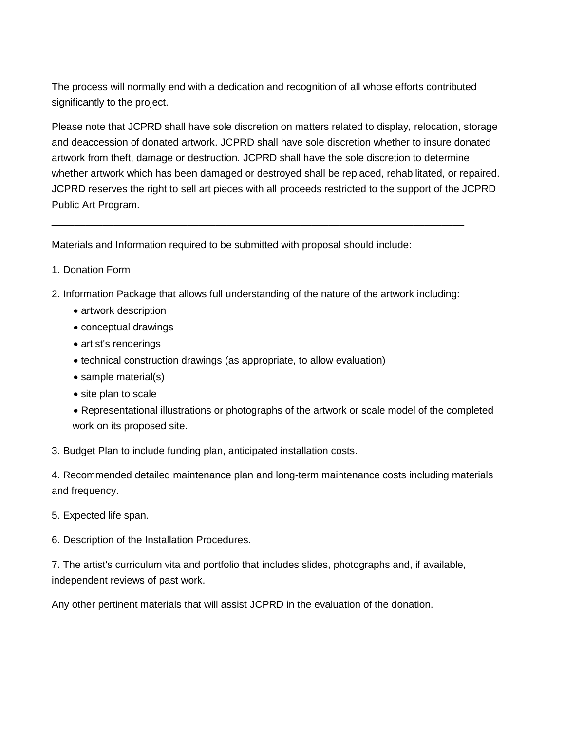The process will normally end with a dedication and recognition of all whose efforts contributed significantly to the project.

Please note that JCPRD shall have sole discretion on matters related to display, relocation, storage and deaccession of donated artwork. JCPRD shall have sole discretion whether to insure donated artwork from theft, damage or destruction. JCPRD shall have the sole discretion to determine whether artwork which has been damaged or destroyed shall be replaced, rehabilitated, or repaired. JCPRD reserves the right to sell art pieces with all proceeds restricted to the support of the JCPRD Public Art Program.

---

Materials and Information required to be submitted with proposal should include:

1. Donation Form

2. Information Package that allows full understanding of the nature of the artwork including:
   - artwork description
   - conceptual drawings
   - artist's renderings
   - technical construction drawings (as appropriate, to allow evaluation)
   - sample material(s)
   - site plan to scale
   - Representational illustrations or photographs of the artwork or scale model of the completed work on its proposed site.

3. Budget Plan to include funding plan, anticipated installation costs.

4. Recommended detailed maintenance plan and long-term maintenance costs including materials and frequency.

5. Expected life span.

6. Description of the Installation Procedures.

7. The artist's curriculum vita and portfolio that includes slides, photographs and, if available, independent reviews of past work.

Any other pertinent materials that will assist JCPRD in the evaluation of the donation.